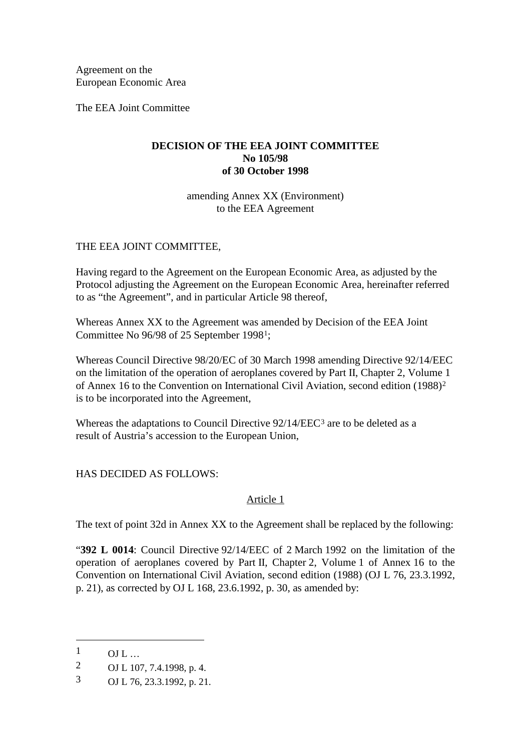Agreement on the
European Economic Area

The EEA Joint Committee

**DECISION OF THE EEA JOINT COMMITTEE**
**No 105/98**
**of 30 October 1998**

amending Annex XX (Environment)
to the EEA Agreement

THE EEA JOINT COMMITTEE,

Having regard to the Agreement on the European Economic Area, as adjusted by the Protocol adjusting the Agreement on the European Economic Area, hereinafter referred to as "the Agreement", and in particular Article 98 thereof,

Whereas Annex XX to the Agreement was amended by Decision of the EEA Joint Committee No 96/98 of 25 September 1998[1];

Whereas Council Directive 98/20/EC of 30 March 1998 amending Directive 92/14/EEC on the limitation of the operation of aeroplanes covered by Part II, Chapter 2, Volume 1 of Annex 16 to the Convention on International Civil Aviation, second edition (1988)[2] is to be incorporated into the Agreement,

Whereas the adaptations to Council Directive 92/14/EEC[3] are to be deleted as a result of Austria's accession to the European Union,

HAS DECIDED AS FOLLOWS:

Article 1

The text of point 32d in Annex XX to the Agreement shall be replaced by the following:

"**392 L 0014**: Council Directive 92/14/EEC of 2 March 1992 on the limitation of the operation of aeroplanes covered by Part II, Chapter 2, Volume 1 of Annex 16 to the Convention on International Civil Aviation, second edition (1988) (OJ L 76, 23.3.1992, p. 21), as corrected by OJ L 168, 23.6.1992, p. 30, as amended by:

---

1 OJ L …

2 OJ L 107, 7.4.1998, p. 4.

3 OJ L 76, 23.3.1992, p. 21.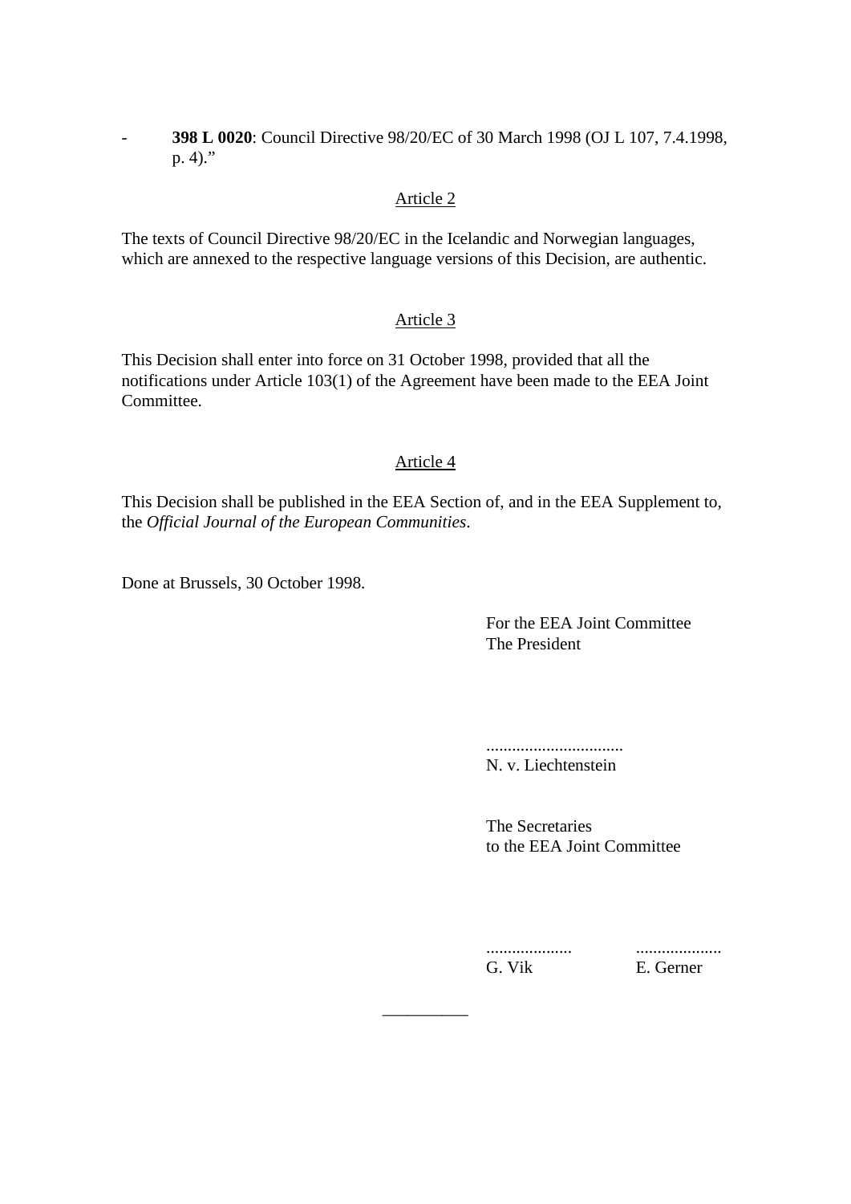- **398 L 0020**: Council Directive 98/20/EC of 30 March 1998 (OJ L 107, 7.4.1998, p. 4)."

Article 2

The texts of Council Directive 98/20/EC in the Icelandic and Norwegian languages, which are annexed to the respective language versions of this Decision, are authentic.

Article 3

This Decision shall enter into force on 31 October 1998, provided that all the notifications under Article 103(1) of the Agreement have been made to the EEA Joint Committee.

Article 4

This Decision shall be published in the EEA Section of, and in the EEA Supplement to, the *Official Journal of the European Communities*.

Done at Brussels, 30 October 1998.

For the EEA Joint Committee
The President

................................
N. v. Liechtenstein

The Secretaries
to the EEA Joint Committee

.................... ....................
G. Vik E. Gerner

__________